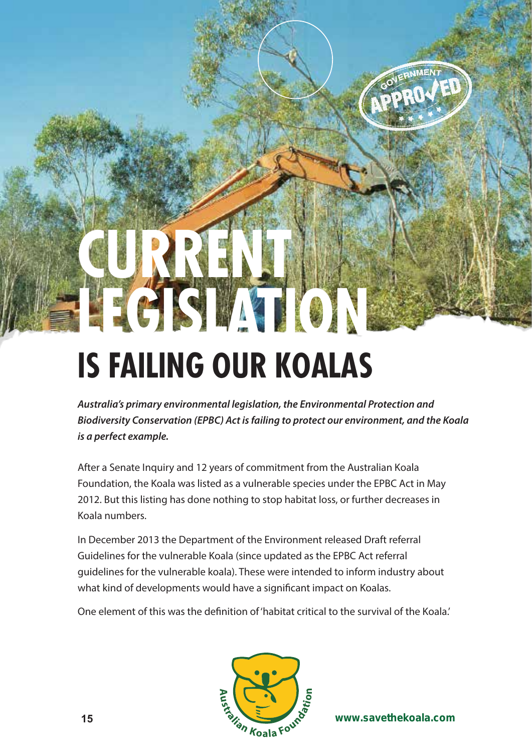# CURRENT LEGISLATION IS FAILING OUR KOALAS

***Australia's primary environmental legislation, the Environmental Protection and Biodiversity Conservation (EPBC) Act is failing to protect our environment, and the Koala is a perfect example.***

After a Senate Inquiry and 12 years of commitment from the Australian Koala Foundation, the Koala was listed as a vulnerable species under the EPBC Act in May 2012. But this listing has done nothing to stop habitat loss, or further decreases in Koala numbers.

In December 2013 the Department of the Environment released Draft referral Guidelines for the vulnerable Koala (since updated as the EPBC Act referral guidelines for the vulnerable koala). These were intended to inform industry about what kind of developments would have a significant impact on Koalas.

One element of this was the definition of 'habitat critical to the survival of the Koala.'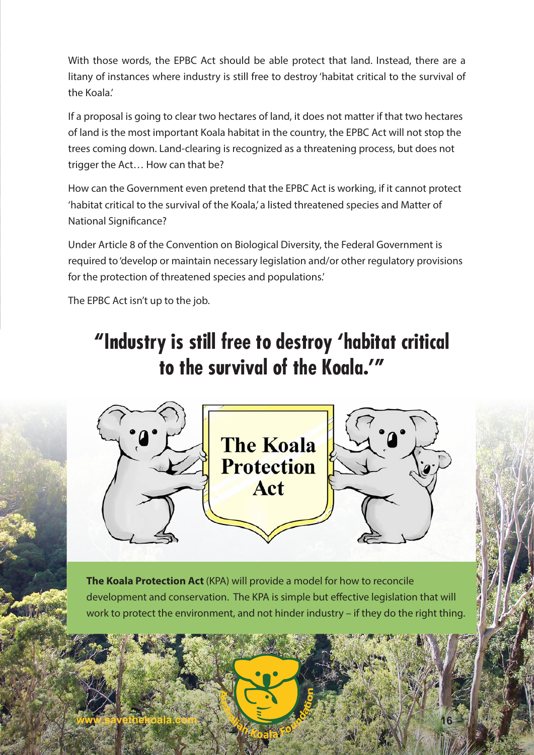With those words, the EPBC Act should be able protect that land. Instead, there are a litany of instances where industry is still free to destroy 'habitat critical to the survival of the Koala.'

If a proposal is going to clear two hectares of land, it does not matter if that two hectares of land is the most important Koala habitat in the country, the EPBC Act will not stop the trees coming down. Land-clearing is recognized as a threatening process, but does not trigger the Act… How can that be?

How can the Government even pretend that the EPBC Act is working, if it cannot protect 'habitat critical to the survival of the Koala,' a listed threatened species and Matter of National Significance?

Under Article 8 of the Convention on Biological Diversity, the Federal Government is required to 'develop or maintain necessary legislation and/or other regulatory provisions for the protection of threatened species and populations.'

The EPBC Act isn't up to the job.

## "Industry is still free to destroy 'habitat critical to the survival of the Koala.'"

The Koala Protection Act

**The Koala Protection Act** (KPA) will provide a model for how to reconcile development and conservation. The KPA is simple but effective legislation that will work to protect the environment, and not hinder industry – if they do the right thing.

www.savethekoala.com

Australian Koala Foundation